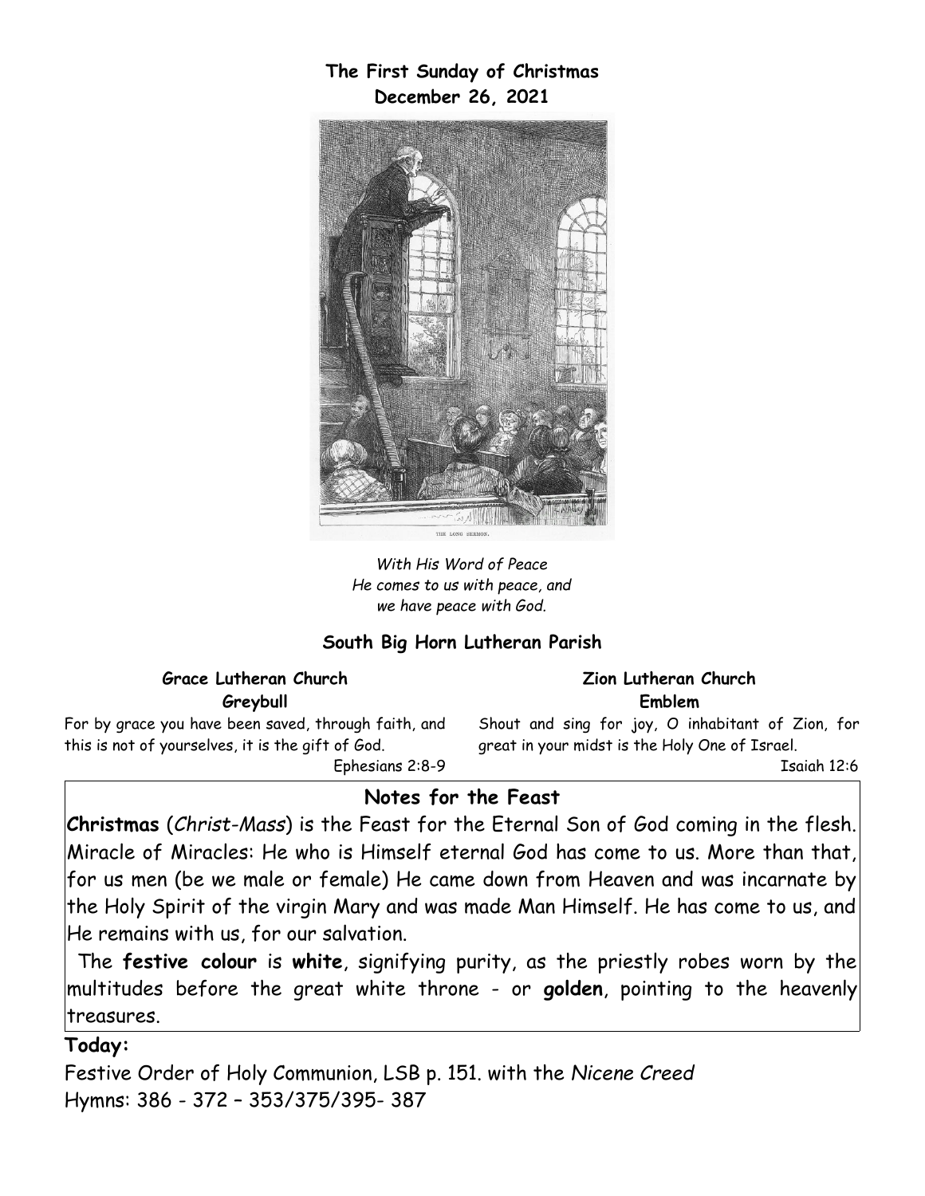**The First Sunday of Christmas**
**December 26, 2021**

*With His Word of Peace*
*He comes to us with peace, and*
*we have peace with God.*

**South Big Horn Lutheran Parish**

**Grace Lutheran Church**
**Greybull**

For by grace you have been saved, through faith, and this is not of yourselves, it is the gift of God.
Ephesians 2:8-9

**Zion Lutheran Church**
**Emblem**

Shout and sing for joy, O inhabitant of Zion, for great in your midst is the Holy One of Israel.
Isaiah 12:6

## Notes for the Feast

**Christmas** (*Christ-Mass*) is the Feast for the Eternal Son of God coming in the flesh. Miracle of Miracles: He who is Himself eternal God has come to us. More than that, for us men (be we male or female) He came down from Heaven and was incarnate by the Holy Spirit of the virgin Mary and was made Man Himself. He has come to us, and He remains with us, for our salvation.

The **festive colour** is **white**, signifying purity, as the priestly robes worn by the multitudes before the great white throne - or **golden**, pointing to the heavenly treasures.

**Today:**

Festive Order of Holy Communion, LSB p. 151. with the *Nicene Creed*
Hymns: 386 - 372 – 353/375/395- 387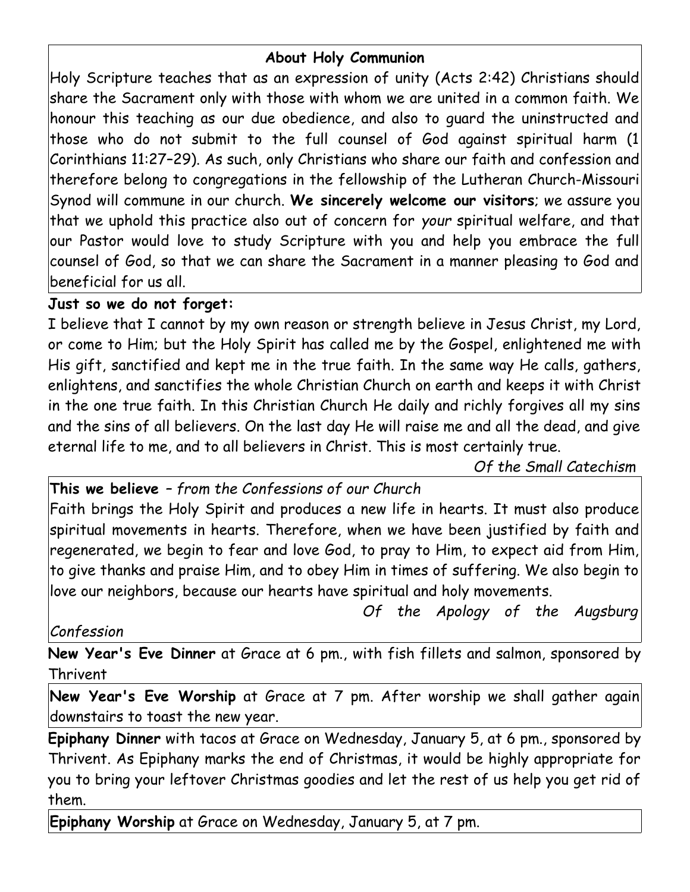## About Holy Communion

Holy Scripture teaches that as an expression of unity (Acts 2:42) Christians should share the Sacrament only with those with whom we are united in a common faith. We honour this teaching as our due obedience, and also to guard the uninstructed and those who do not submit to the full counsel of God against spiritual harm (1 Corinthians 11:27–29). As such, only Christians who share our faith and confession and therefore belong to congregations in the fellowship of the Lutheran Church-Missouri Synod will commune in our church. **We sincerely welcome our visitors**; we assure you that we uphold this practice also out of concern for *your* spiritual welfare, and that our Pastor would love to study Scripture with you and help you embrace the full counsel of God, so that we can share the Sacrament in a manner pleasing to God and beneficial for us all.

**Just so we do not forget:**

I believe that I cannot by my own reason or strength believe in Jesus Christ, my Lord, or come to Him; but the Holy Spirit has called me by the Gospel, enlightened me with His gift, sanctified and kept me in the true faith. In the same way He calls, gathers, enlightens, and sanctifies the whole Christian Church on earth and keeps it with Christ in the one true faith. In this Christian Church He daily and richly forgives all my sins and the sins of all believers. On the last day He will raise me and all the dead, and give eternal life to me, and to all believers in Christ. This is most certainly true.

*Of the Small Catechism*

**This we believe** – *from the Confessions of our Church*

Faith brings the Holy Spirit and produces a new life in hearts. It must also produce spiritual movements in hearts. Therefore, when we have been justified by faith and regenerated, we begin to fear and love God, to pray to Him, to expect aid from Him, to give thanks and praise Him, and to obey Him in times of suffering. We also begin to love our neighbors, because our hearts have spiritual and holy movements.

*Of the Apology of the Augsburg Confession*

**New Year's Eve Dinner** at Grace at 6 pm., with fish fillets and salmon, sponsored by Thrivent

**New Year's Eve Worship** at Grace at 7 pm. After worship we shall gather again downstairs to toast the new year.

**Epiphany Dinner** with tacos at Grace on Wednesday, January 5, at 6 pm., sponsored by Thrivent. As Epiphany marks the end of Christmas, it would be highly appropriate for you to bring your leftover Christmas goodies and let the rest of us help you get rid of them.

**Epiphany Worship** at Grace on Wednesday, January 5, at 7 pm.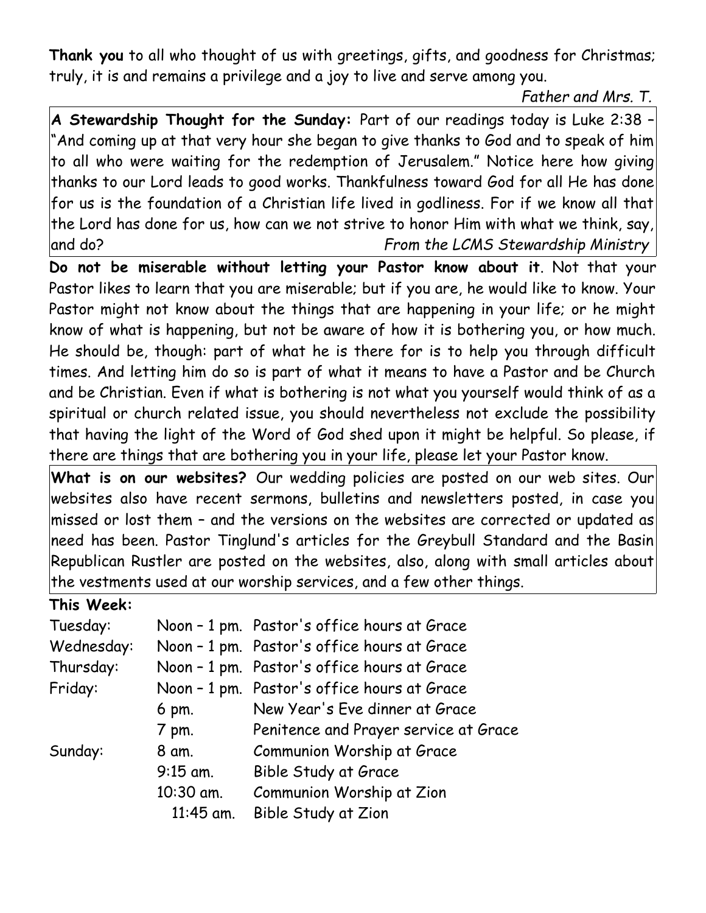**Thank you** to all who thought of us with greetings, gifts, and goodness for Christmas; truly, it is and remains a privilege and a joy to live and serve among you.

*Father and Mrs. T.*

**A Stewardship Thought for the Sunday:** Part of our readings today is Luke 2:38 – "And coming up at that very hour she began to give thanks to God and to speak of him to all who were waiting for the redemption of Jerusalem." Notice here how giving thanks to our Lord leads to good works. Thankfulness toward God for all He has done for us is the foundation of a Christian life lived in godliness. For if we know all that the Lord has done for us, how can we not strive to honor Him with what we think, say, and do? *From the LCMS Stewardship Ministry*

**Do not be miserable without letting your Pastor know about it**. Not that your Pastor likes to learn that you are miserable; but if you are, he would like to know. Your Pastor might not know about the things that are happening in your life; or he might know of what is happening, but not be aware of how it is bothering you, or how much. He should be, though: part of what he is there for is to help you through difficult times. And letting him do so is part of what it means to have a Pastor and be Church and be Christian. Even if what is bothering is not what you yourself would think of as a spiritual or church related issue, you should nevertheless not exclude the possibility that having the light of the Word of God shed upon it might be helpful. So please, if there are things that are bothering you in your life, please let your Pastor know.

**What is on our websites?** Our wedding policies are posted on our web sites. Our websites also have recent sermons, bulletins and newsletters posted, in case you missed or lost them – and the versions on the websites are corrected or updated as need has been. Pastor Tinglund's articles for the Greybull Standard and the Basin Republican Rustler are posted on the websites, also, along with small articles about the vestments used at our worship services, and a few other things.

**This Week:**

| | | |
|---|---|---|
| Tuesday: | Noon – 1 pm. | Pastor's office hours at Grace |
| Wednesday: | Noon – 1 pm. | Pastor's office hours at Grace |
| Thursday: | Noon – 1 pm. | Pastor's office hours at Grace |
| Friday: | Noon – 1 pm. | Pastor's office hours at Grace |
| | 6 pm. | New Year's Eve dinner at Grace |
| | 7 pm. | Penitence and Prayer service at Grace |
| Sunday: | 8 am. | Communion Worship at Grace |
| | 9:15 am. | Bible Study at Grace |
| | 10:30 am. | Communion Worship at Zion |
| | 11:45 am. | Bible Study at Zion |